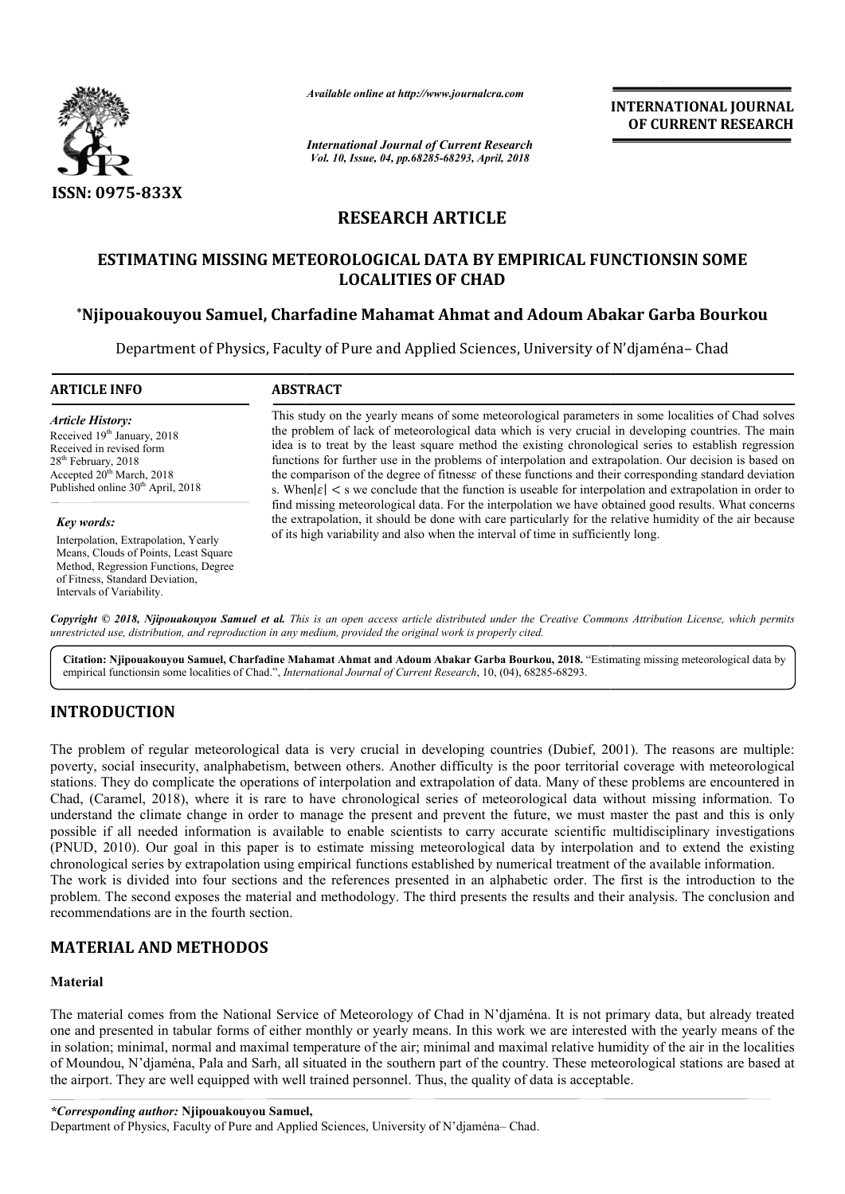# RESEARCH ARTICLE

## ESTIMATING MISSING METEOROLOGICAL DATA BY EMPIRICAL FUNCTIONSIN SOME LOCALITIES OF CHAD

**\*Njipouakouyou Samuel, Charfadine Mahamat Ahmat and Adoum Abakar Garba Bourkou**

Department of Physics, Faculty of Pure and Applied Sciences, University of N'djaména– Chad

**ARTICLE INFO**

*Article History:*

Received 19[th] January, 2018
Received in revised form 28[th] February, 2018
Accepted 20[th] March, 2018
Published online 30[th] April, 2018

*Key words:*

Interpolation, Extrapolation, Yearly Means, Clouds of Points, Least Square Method, Regression Functions, Degree of Fitness, Standard Deviation, Intervals of Variability.

**ABSTRACT**

This study on the yearly means of some meteorological parameters in some localities of Chad solves the problem of lack of meteorological data which is very crucial in developing countries. The main idea is to treat by the least square method the existing chronological series to establish regression functions for further use in the problems of interpolation and extrapolation. Our decision is based on the comparison of the degree of fitness$\varepsilon$ of these functions and their corresponding standard deviation s. When$|\varepsilon| < s$ we conclude that the function is useable for interpolation and extrapolation in order to find missing meteorological data. For the interpolation we have obtained good results. What concerns the extrapolation, it should be done with care particularly for the relative humidity of the air because of its high variability and also when the interval of time in sufficiently long.

***Copyright © 2018, Njipouakouyou Samuel et al.*** *This is an open access article distributed under the Creative Commons Attribution License, which permits unrestricted use, distribution, and reproduction in any medium, provided the original work is properly cited.*

**Citation: Njipouakouyou Samuel, Charfadine Mahamat Ahmat and Adoum Abakar Garba Bourkou, 2018.** "Estimating missing meteorological data by empirical functionsin some localities of Chad.", *International Journal of Current Research*, 10, (04), 68285-68293.

## INTRODUCTION

The problem of regular meteorological data is very crucial in developing countries (Dubief, 2001). The reasons are multiple: poverty, social insecurity, analphabetism, between others. Another difficulty is the poor territorial coverage with meteorological stations. They do complicate the operations of interpolation and extrapolation of data. Many of these problems are encountered in Chad, (Caramel, 2018), where it is rare to have chronological series of meteorological data without missing information. To understand the climate change in order to manage the present and prevent the future, we must master the past and this is only possible if all needed information is available to enable scientists to carry accurate scientific multidisciplinary investigations (PNUD, 2010). Our goal in this paper is to estimate missing meteorological data by interpolation and to extend the existing chronological series by extrapolation using empirical functions established by numerical treatment of the available information.

The work is divided into four sections and the references presented in an alphabetic order. The first is the introduction to the problem. The second exposes the material and methodology. The third presents the results and their analysis. The conclusion and recommendations are in the fourth section.

## MATERIAL AND METHODOS

### Material

The material comes from the National Service of Meteorology of Chad in N'djaména. It is not primary data, but already treated one and presented in tabular forms of either monthly or yearly means. In this work we are interested with the yearly means of the in solation; minimal, normal and maximal temperature of the air; minimal and maximal relative humidity of the air in the localities of Moundou, N'djaména, Pala and Sarh, all situated in the southern part of the country. These meteorological stations are based at the airport. They are well equipped with well trained personnel. Thus, the quality of data is acceptable.

*\*Corresponding author:* **Njipouakouyou Samuel,**
Department of Physics, Faculty of Pure and Applied Sciences, University of N'djaména– Chad.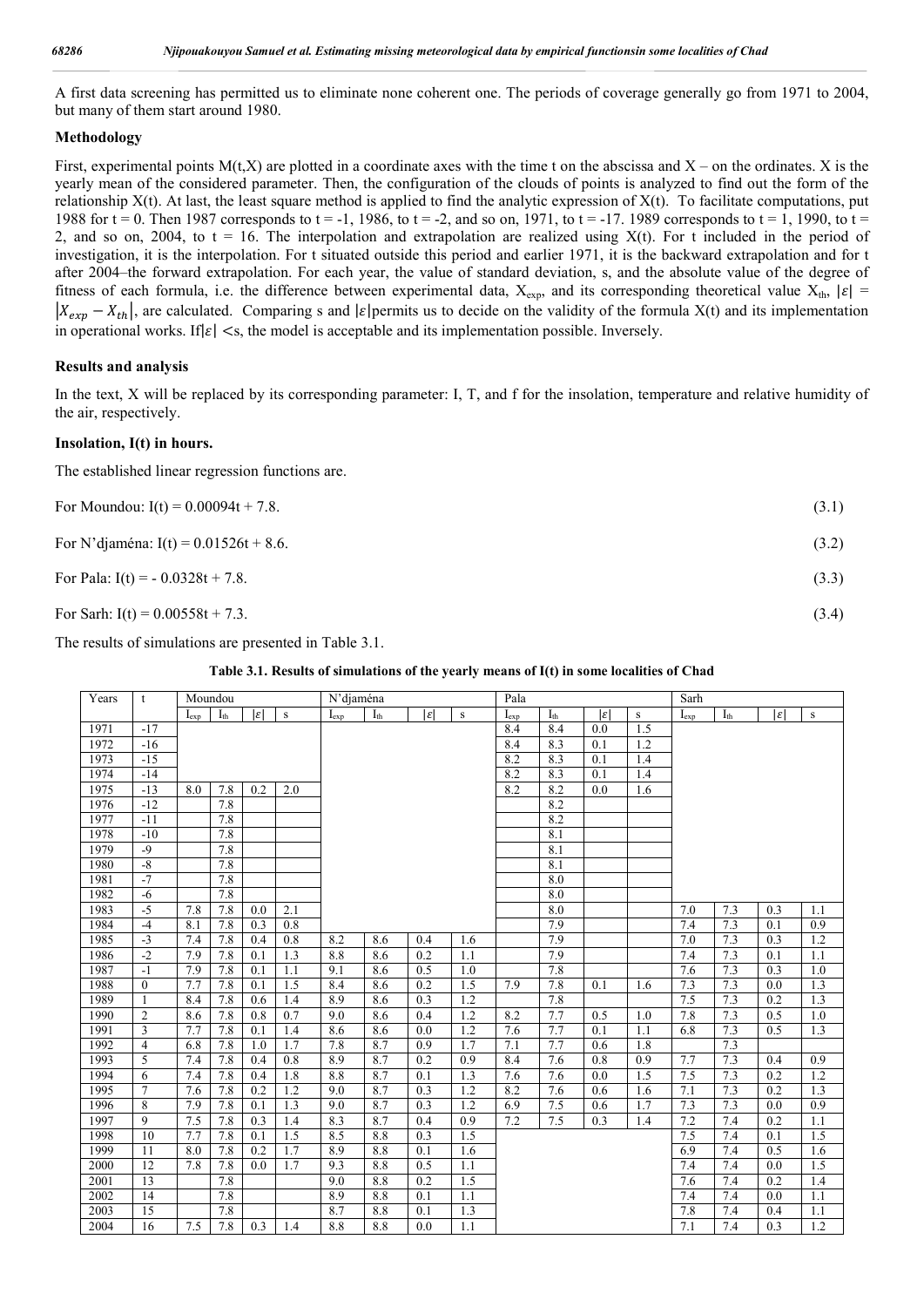A first data screening has permitted us to eliminate none coherent one. The periods of coverage generally go from 1971 to 2004, but many of them start around 1980.

### Methodology

First, experimental points M(t,X) are plotted in a coordinate axes with the time t on the abscissa and X – on the ordinates. X is the yearly mean of the considered parameter. Then, the configuration of the clouds of points is analyzed to find out the form of the relationship X(t). At last, the least square method is applied to find the analytic expression of X(t). To facilitate computations, put 1988 for t = 0. Then 1987 corresponds to t = -1, 1986, to t = -2, and so on, 1971, to t = -17. 1989 corresponds to t = 1, 1990, to t = 2, and so on, 2004, to t = 16. The interpolation and extrapolation are realized using X(t). For t included in the period of investigation, it is the interpolation. For t situated outside this period and earlier 1971, it is the backward extrapolation and for t after 2004–the forward extrapolation. For each year, the value of standard deviation, s, and the absolute value of the degree of fitness of each formula, i.e. the difference between experimental data, $X_{exp}$, and its corresponding theoretical value $X_{th}$, $|\varepsilon| = |X_{exp} - X_{th}|$, are calculated. Comparing s and $|\varepsilon|$permits us to decide on the validity of the formula X(t) and its implementation in operational works. If$|\varepsilon| <$s, the model is acceptable and its implementation possible. Inversely.

### Results and analysis

In the text, X will be replaced by its corresponding parameter: I, T, and f for the insolation, temperature and relative humidity of the air, respectively.

#### Insolation, I(t) in hours.

The established linear regression functions are.

For Moundou: I(t) = 0.00094t + 7.8. (3.1)

For N'djaména: I(t) = 0.01526t + 8.6. (3.2)

For Pala: I(t) = - 0.0328t + 7.8. (3.3)

For Sarh: I(t) = 0.00558t + 7.3. (3.4)

The results of simulations are presented in Table 3.1.

**Table 3.1. Results of simulations of the yearly means of I(t) in some localities of Chad**

| Years | t | Moundou | | | | N'djaména | | | | Pala | | | | Sarh | | | |
|---|---|---|---|---|---|---|---|---|---|---|---|---|---|---|---|---|---|
| | | $I_{exp}$ | $I_{th}$ | $\|\varepsilon\|$ | s | $I_{exp}$ | $I_{th}$ | $\|\varepsilon\|$ | s | $I_{exp}$ | $I_{th}$ | $\|\varepsilon\|$ | s | $I_{exp}$ | $I_{th}$ | $\|\varepsilon\|$ | s |
| 1971 | -17 | | | | | | | | | 8.4 | 8.4 | 0.0 | 1.5 | | | | |
| 1972 | -16 | | | | | | | | | 8.4 | 8.3 | 0.1 | 1.2 | | | | |
| 1973 | -15 | | | | | | | | | 8.2 | 8.3 | 0.1 | 1.4 | | | | |
| 1974 | -14 | | | | | | | | | 8.2 | 8.3 | 0.1 | 1.4 | | | | |
| 1975 | -13 | 8.0 | 7.8 | 0.2 | 2.0 | | | | | 8.2 | 8.2 | 0.0 | 1.6 | | | | |
| 1976 | -12 | | 7.8 | | | | | | | | 8.2 | | | | | | |
| 1977 | -11 | | 7.8 | | | | | | | | 8.2 | | | | | | |
| 1978 | -10 | | 7.8 | | | | | | | | 8.1 | | | | | | |
| 1979 | -9 | | 7.8 | | | | | | | | 8.1 | | | | | | |
| 1980 | -8 | | 7.8 | | | | | | | | 8.1 | | | | | | |
| 1981 | -7 | | 7.8 | | | | | | | | 8.0 | | | | | | |
| 1982 | -6 | | 7.8 | | | | | | | | 8.0 | | | | | | |
| 1983 | -5 | 7.8 | 7.8 | 0.0 | 2.1 | | | | | | 8.0 | | | 7.0 | 7.3 | 0.3 | 1.1 |
| 1984 | -4 | 8.1 | 7.8 | 0.3 | 0.8 | | | | | | 7.9 | | | 7.4 | 7.3 | 0.1 | 0.9 |
| 1985 | -3 | 7.4 | 7.8 | 0.4 | 0.8 | 8.2 | 8.6 | 0.4 | 1.6 | | 7.9 | | | 7.0 | 7.3 | 0.3 | 1.2 |
| 1986 | -2 | 7.9 | 7.8 | 0.1 | 1.3 | 8.8 | 8.6 | 0.2 | 1.1 | | 7.9 | | | 7.4 | 7.3 | 0.1 | 1.1 |
| 1987 | -1 | 7.9 | 7.8 | 0.1 | 1.1 | 9.1 | 8.6 | 0.5 | 1.0 | | 7.8 | | | 7.6 | 7.3 | 0.3 | 1.0 |
| 1988 | 0 | 7.7 | 7.8 | 0.1 | 1.5 | 8.4 | 8.6 | 0.2 | 1.5 | 7.9 | 7.8 | 0.1 | 1.6 | 7.3 | 7.3 | 0.0 | 1.3 |
| 1989 | 1 | 8.4 | 7.8 | 0.6 | 1.4 | 8.9 | 8.6 | 0.3 | 1.2 | | 7.8 | | | 7.5 | 7.3 | 0.2 | 1.3 |
| 1990 | 2 | 8.6 | 7.8 | 0.8 | 0.7 | 9.0 | 8.6 | 0.4 | 1.2 | 8.2 | 7.7 | 0.5 | 1.0 | 7.8 | 7.3 | 0.5 | 1.0 |
| 1991 | 3 | 7.7 | 7.8 | 0.1 | 1.4 | 8.6 | 8.6 | 0.0 | 1.2 | 7.6 | 7.7 | 0.1 | 1.1 | 6.8 | 7.3 | 0.5 | 1.3 |
| 1992 | 4 | 6.8 | 7.8 | 1.0 | 1.7 | 7.8 | 8.7 | 0.9 | 1.7 | 7.1 | 7.7 | 0.6 | 1.8 | | 7.3 | | |
| 1993 | 5 | 7.4 | 7.8 | 0.4 | 0.8 | 8.9 | 8.7 | 0.2 | 0.9 | 8.4 | 7.6 | 0.8 | 0.9 | 7.7 | 7.3 | 0.4 | 0.9 |
| 1994 | 6 | 7.4 | 7.8 | 0.4 | 1.8 | 8.8 | 8.7 | 0.1 | 1.3 | 7.6 | 7.6 | 0.0 | 1.5 | 7.5 | 7.3 | 0.2 | 1.2 |
| 1995 | 7 | 7.6 | 7.8 | 0.2 | 1.2 | 9.0 | 8.7 | 0.3 | 1.2 | 8.2 | 7.6 | 0.6 | 1.6 | 7.1 | 7.3 | 0.2 | 1.3 |
| 1996 | 8 | 7.9 | 7.8 | 0.1 | 1.3 | 9.0 | 8.7 | 0.3 | 1.2 | 6.9 | 7.5 | 0.6 | 1.7 | 7.3 | 7.3 | 0.0 | 0.9 |
| 1997 | 9 | 7.5 | 7.8 | 0.3 | 1.4 | 8.3 | 8.7 | 0.4 | 0.9 | 7.2 | 7.5 | 0.3 | 1.4 | 7.2 | 7.4 | 0.2 | 1.1 |
| 1998 | 10 | 7.7 | 7.8 | 0.1 | 1.5 | 8.5 | 8.8 | 0.3 | 1.5 | | | | | 7.5 | 7.4 | 0.1 | 1.5 |
| 1999 | 11 | 8.0 | 7.8 | 0.2 | 1.7 | 8.9 | 8.8 | 0.1 | 1.6 | | | | | 6.9 | 7.4 | 0.5 | 1.6 |
| 2000 | 12 | 7.8 | 7.8 | 0.0 | 1.7 | 9.3 | 8.8 | 0.5 | 1.1 | | | | | 7.4 | 7.4 | 0.0 | 1.5 |
| 2001 | 13 | | 7.8 | | | 9.0 | 8.8 | 0.2 | 1.5 | | | | | 7.6 | 7.4 | 0.2 | 1.4 |
| 2002 | 14 | | 7.8 | | | 8.9 | 8.8 | 0.1 | 1.1 | | | | | 7.4 | 7.4 | 0.0 | 1.1 |
| 2003 | 15 | | 7.8 | | | 8.7 | 8.8 | 0.1 | 1.3 | | | | | 7.8 | 7.4 | 0.4 | 1.1 |
| 2004 | 16 | 7.5 | 7.8 | 0.3 | 1.4 | 8.8 | 8.8 | 0.0 | 1.1 | | | | | 7.1 | 7.4 | 0.3 | 1.2 |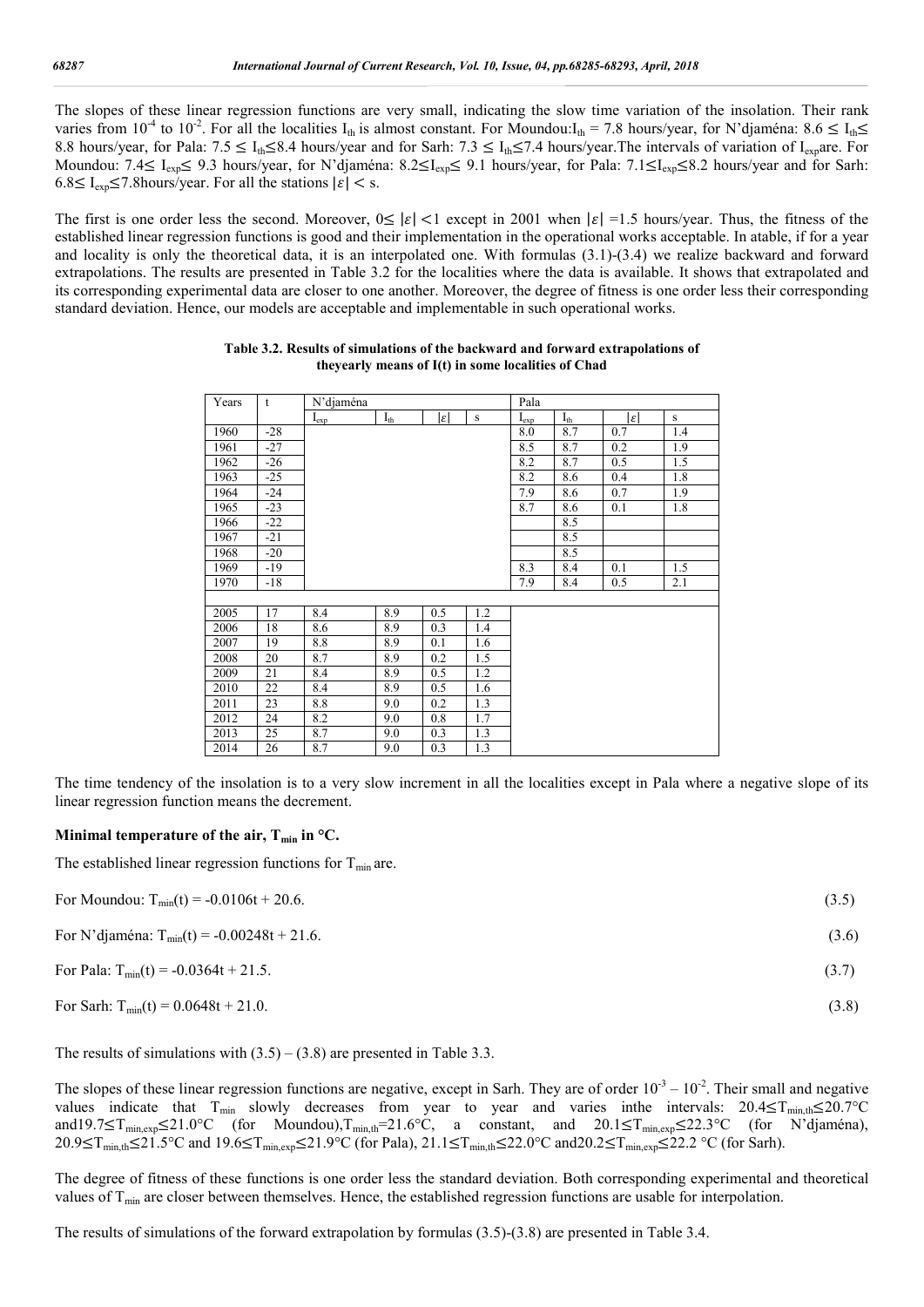The slopes of these linear regression functions are very small, indicating the slow time variation of the insolation. Their rank varies from $10^{-4}$ to $10^{-2}$. For all the localities $I_{th}$ is almost constant. For Moundou: $I_{th}$ = 7.8 hours/year, for N'djaména: $8.6 \leq I_{th} \leq 8.8$ hours/year, for Pala: $7.5 \leq I_{th} \leq 8.4$ hours/year and for Sarh: $7.3 \leq I_{th} \leq 7.4$ hours/year.The intervals of variation of $I_{exp}$ are. For Moundou: $7.4 \leq I_{exp} \leq 9.3$ hours/year, for N'djaména: $8.2 \leq I_{exp} \leq 9.1$ hours/year, for Pala: $7.1 \leq I_{exp} \leq 8.2$ hours/year and for Sarh: $6.8 \leq I_{exp} \leq 7.8$ hours/year. For all the stations $|\varepsilon| < s$.

The first is one order less the second. Moreover, $0 \leq |\varepsilon| < 1$ except in 2001 when $|\varepsilon|$ =1.5 hours/year. Thus, the fitness of the established linear regression functions is good and their implementation in the operational works acceptable. In atable, if for a year and locality is only the theoretical data, it is an interpolated one. With formulas (3.1)-(3.4) we realize backward and forward extrapolations. The results are presented in Table 3.2 for the localities where the data is available. It shows that extrapolated and its corresponding experimental data are closer to one another. Moreover, the degree of fitness is one order less their corresponding standard deviation. Hence, our models are acceptable and implementable in such operational works.

**Table 3.2. Results of simulations of the backward and forward extrapolations of theyearly means of I(t) in some localities of Chad**

| Years | t | N'djaména | | | | Pala | | | |
|---|---|---|---|---|---|---|---|---|---|
| | | $I_{exp}$ | $I_{th}$ | $\|\varepsilon\|$ | s | $I_{exp}$ | $I_{th}$ | $\|\varepsilon\|$ | s |
| 1960 | -28 | | | | | 8.0 | 8.7 | 0.7 | 1.4 |
| 1961 | -27 | | | | | 8.5 | 8.7 | 0.2 | 1.9 |
| 1962 | -26 | | | | | 8.2 | 8.7 | 0.5 | 1.5 |
| 1963 | -25 | | | | | 8.2 | 8.6 | 0.4 | 1.8 |
| 1964 | -24 | | | | | 7.9 | 8.6 | 0.7 | 1.9 |
| 1965 | -23 | | | | | 8.7 | 8.6 | 0.1 | 1.8 |
| 1966 | -22 | | | | | | 8.5 | | |
| 1967 | -21 | | | | | | 8.5 | | |
| 1968 | -20 | | | | | | 8.5 | | |
| 1969 | -19 | | | | | 8.3 | 8.4 | 0.1 | 1.5 |
| 1970 | -18 | | | | | 7.9 | 8.4 | 0.5 | 2.1 |
| | | | | | | | | | |
| 2005 | 17 | 8.4 | 8.9 | 0.5 | 1.2 | | | | |
| 2006 | 18 | 8.6 | 8.9 | 0.3 | 1.4 | | | | |
| 2007 | 19 | 8.8 | 8.9 | 0.1 | 1.6 | | | | |
| 2008 | 20 | 8.7 | 8.9 | 0.2 | 1.5 | | | | |
| 2009 | 21 | 8.4 | 8.9 | 0.5 | 1.2 | | | | |
| 2010 | 22 | 8.4 | 8.9 | 0.5 | 1.6 | | | | |
| 2011 | 23 | 8.8 | 9.0 | 0.2 | 1.3 | | | | |
| 2012 | 24 | 8.2 | 9.0 | 0.8 | 1.7 | | | | |
| 2013 | 25 | 8.7 | 9.0 | 0.3 | 1.3 | | | | |
| 2014 | 26 | 8.7 | 9.0 | 0.3 | 1.3 | | | | |

The time tendency of the insolation is to a very slow increment in all the localities except in Pala where a negative slope of its linear regression function means the decrement.

### Minimal temperature of the air, $T_{min}$ in °C.

The established linear regression functions for $T_{min}$ are.

For Moundou: $T_{min}(t) = -0.0106t + 20.6.$ (3.5)

For N'djaména: $T_{min}(t) = -0.00248t + 21.6.$ (3.6)

For Pala: $T_{min}(t) = -0.0364t + 21.5.$ (3.7)

For Sarh: $T_{min}(t) = 0.0648t + 21.0.$ (3.8)

The results of simulations with (3.5) – (3.8) are presented in Table 3.3.

The slopes of these linear regression functions are negative, except in Sarh. They are of order $10^{-3}$ – $10^{-2}$. Their small and negative values indicate that $T_{min}$ slowly decreases from year to year and varies inthe intervals: $20.4 \leq T_{min,th} \leq 20.7$°C and$19.7 \leq T_{min,exp} \leq 21.0$°C (for Moundou),$T_{min,th}$=21.6°C, a constant, and $20.1 \leq T_{min,exp} \leq 22.3$°C (for N'djaména), $20.9 \leq T_{min,th} \leq 21.5$°C and $19.6 \leq T_{min,exp} \leq 21.9$°C (for Pala), $21.1 \leq T_{min,th} \leq 22.0$°C and$20.2 \leq T_{min,exp} \leq 22.2$ °C (for Sarh).

The degree of fitness of these functions is one order less the standard deviation. Both corresponding experimental and theoretical values of $T_{min}$ are closer between themselves. Hence, the established regression functions are usable for interpolation.

The results of simulations of the forward extrapolation by formulas (3.5)-(3.8) are presented in Table 3.4.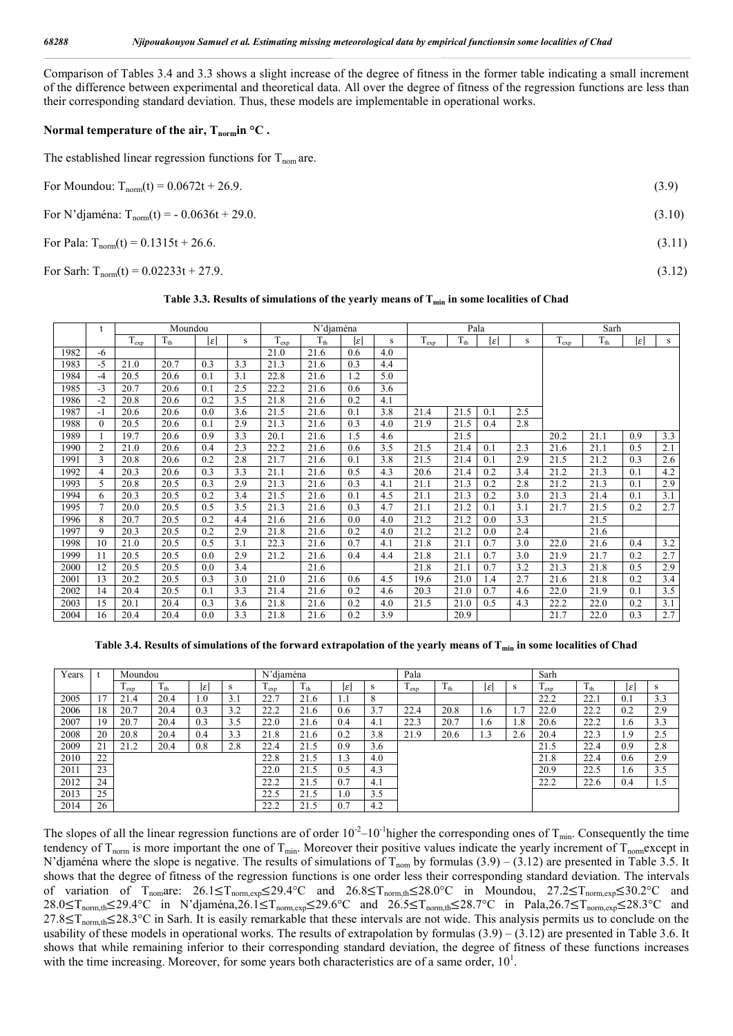Comparison of Tables 3.4 and 3.3 shows a slight increase of the degree of fitness in the former table indicating a small increment of the difference between experimental and theoretical data. All over the degree of fitness of the regression functions are less than their corresponding standard deviation. Thus, these models are implementable in operational works.

**Normal temperature of the air, $T_{norm}$ in °C .**

The established linear regression functions for $T_{nom}$ are.

For Moundou: $T_{norm}(t) = 0.0672t + 26.9.$ (3.9)

For N'djaména: $T_{norm}(t) = - 0.0636t + 29.0.$ (3.10)

For Pala: $T_{norm}(t) = 0.1315t + 26.6.$ (3.11)

For Sarh: $T_{norm}(t) = 0.02233t + 27.9.$ (3.12)

**Table 3.3. Results of simulations of the yearly means of $T_{min}$ in some localities of Chad**

| | t | Moundou | | | | N'djaména | | | | Pala | | | | Sarh | | | |
|---|---|---|---|---|---|---|---|---|---|---|---|---|---|---|---|---|---|
| | | $T_{exp}$ | $T_{th}$ | $\|\varepsilon\|$ | s | $T_{exp}$ | $T_{th}$ | $\|\varepsilon\|$ | s | $T_{exp}$ | $T_{th}$ | $\|\varepsilon\|$ | s | $T_{exp}$ | $T_{th}$ | $\|\varepsilon\|$ | s |
| 1982 | -6 | | | | | 21.0 | 21.6 | 0.6 | 4.0 | | | | | | | | |
| 1983 | -5 | 21.0 | 20.7 | 0.3 | 3.3 | 21.3 | 21.6 | 0.3 | 4.4 | | | | | | | | |
| 1984 | -4 | 20.5 | 20.6 | 0.1 | 3.1 | 22.8 | 21.6 | 1.2 | 5.0 | | | | | | | | |
| 1985 | -3 | 20.7 | 20.6 | 0.1 | 2.5 | 22.2 | 21.6 | 0.6 | 3.6 | | | | | | | | |
| 1986 | -2 | 20.8 | 20.6 | 0.2 | 3.5 | 21.8 | 21.6 | 0.2 | 4.1 | | | | | | | | |
| 1987 | -1 | 20.6 | 20.6 | 0.0 | 3.6 | 21.5 | 21.6 | 0.1 | 3.8 | 21.4 | 21.5 | 0.1 | 2.5 | | | | |
| 1988 | 0 | 20.5 | 20.6 | 0.1 | 2.9 | 21.3 | 21.6 | 0.3 | 4.0 | 21.9 | 21.5 | 0.4 | 2.8 | | | | |
| 1989 | 1 | 19.7 | 20.6 | 0.9 | 3.3 | 20.1 | 21.6 | 1.5 | 4.6 | | 21.5 | | | 20.2 | 21.1 | 0.9 | 3.3 |
| 1990 | 2 | 21.0 | 20.6 | 0.4 | 2.3 | 22.2 | 21.6 | 0.6 | 3.5 | 21.5 | 21.4 | 0.1 | 2.3 | 21.6 | 21.1 | 0.5 | 2.1 |
| 1991 | 3 | 20.8 | 20.6 | 0.2 | 2.8 | 21.7 | 21.6 | 0.1 | 3.8 | 21.5 | 21.4 | 0.1 | 2.9 | 21.5 | 21.2 | 0.3 | 2.6 |
| 1992 | 4 | 20.3 | 20.6 | 0.3 | 3.3 | 21.1 | 21.6 | 0.5 | 4.3 | 20.6 | 21.4 | 0.2 | 3.4 | 21.2 | 21.3 | 0.1 | 4.2 |
| 1993 | 5 | 20.8 | 20.5 | 0.3 | 2.9 | 21.3 | 21.6 | 0.3 | 4.1 | 21.1 | 21.3 | 0.2 | 2.8 | 21.2 | 21.3 | 0.1 | 2.9 |
| 1994 | 6 | 20.3 | 20.5 | 0.2 | 3.4 | 21.5 | 21.6 | 0.1 | 4.5 | 21.1 | 21.3 | 0.2 | 3.0 | 21.3 | 21.4 | 0.1 | 3.1 |
| 1995 | 7 | 20.0 | 20.5 | 0.5 | 3.5 | 21.3 | 21.6 | 0.3 | 4.7 | 21.1 | 21.2 | 0.1 | 3.1 | 21.7 | 21.5 | 0.2 | 2.7 |
| 1996 | 8 | 20.7 | 20.5 | 0.2 | 4.4 | 21.6 | 21.6 | 0.0 | 4.0 | 21.2 | 21.2 | 0.0 | 3.3 | | 21.5 | | |
| 1997 | 9 | 20.3 | 20.5 | 0.2 | 2.9 | 21.8 | 21.6 | 0.2 | 4.0 | 21.2 | 21.2 | 0.0 | 2.4 | | 21.6 | | |
| 1998 | 10 | 21.0 | 20.5 | 0.5 | 3.1 | 22.3 | 21.6 | 0.7 | 4.1 | 21.8 | 21.1 | 0.7 | 3.0 | 22.0 | 21.6 | 0.4 | 3.2 |
| 1999 | 11 | 20.5 | 20.5 | 0.0 | 2.9 | 21.2 | 21.6 | 0.4 | 4.4 | 21.8 | 21.1 | 0.7 | 3.0 | 21.9 | 21.7 | 0.2 | 2.7 |
| 2000 | 12 | 20.5 | 20.5 | 0.0 | 3.4 | | 21.6 | | | 21.8 | 21.1 | 0.7 | 3.2 | 21.3 | 21.8 | 0.5 | 2.9 |
| 2001 | 13 | 20.2 | 20.5 | 0.3 | 3.0 | 21.0 | 21.6 | 0.6 | 4.5 | 19.6 | 21.0 | 1.4 | 2.7 | 21.6 | 21.8 | 0.2 | 3.4 |
| 2002 | 14 | 20.4 | 20.5 | 0.1 | 3.3 | 21.4 | 21.6 | 0.2 | 4.6 | 20.3 | 21.0 | 0.7 | 4.6 | 22.0 | 21.9 | 0.1 | 3.5 |
| 2003 | 15 | 20.1 | 20.4 | 0.3 | 3.6 | 21.8 | 21.6 | 0.2 | 4.0 | 21.5 | 21.0 | 0.5 | 4.3 | 22.2 | 22.0 | 0.2 | 3.1 |
| 2004 | 16 | 20.4 | 20.4 | 0.0 | 3.3 | 21.8 | 21.6 | 0.2 | 3.9 | | 20.9 | | | 21.7 | 22.0 | 0.3 | 2.7 |

**Table 3.4. Results of simulations of the forward extrapolation of the yearly means of $T_{min}$ in some localities of Chad**

| Years | t | Moundou | | | | N'djaména | | | | Pala | | | | Sarh | | | |
|---|---|---|---|---|---|---|---|---|---|---|---|---|---|---|---|---|---|
| | | $T_{exp}$ | $T_{th}$ | $\|\varepsilon\|$ | s | $T_{exp}$ | $T_{th}$ | $\|\varepsilon\|$ | s | $T_{exp}$ | $T_{th}$ | $\|\varepsilon\|$ | s | $T_{exp}$ | $T_{th}$ | $\|\varepsilon\|$ | s |
| 2005 | 17 | 21.4 | 20.4 | 1.0 | 3.1 | 22.7 | 21.6 | 1.1 | 8 | | | | | 22.2 | 22.1 | 0.1 | 3.3 |
| 2006 | 18 | 20.7 | 20.4 | 0.3 | 3.2 | 22.2 | 21.6 | 0.6 | 3.7 | 22.4 | 20.8 | 1.6 | 1.7 | 22.0 | 22.2 | 0.2 | 2.9 |
| 2007 | 19 | 20.7 | 20.4 | 0.3 | 3.5 | 22.0 | 21.6 | 0.4 | 4.1 | 22.3 | 20.7 | 1.6 | 1.8 | 20.6 | 22.2 | 1.6 | 3.3 |
| 2008 | 20 | 20.8 | 20.4 | 0.4 | 3.3 | 21.8 | 21.6 | 0.2 | 3.8 | 21.9 | 20.6 | 1.3 | 2.6 | 20.4 | 22.3 | 1.9 | 2.5 |
| 2009 | 21 | 21.2 | 20.4 | 0.8 | 2.8 | 22.4 | 21.5 | 0.9 | 3.6 | | | | | 21.5 | 22.4 | 0.9 | 2.8 |
| 2010 | 22 | | | | | 22.8 | 21.5 | 1.3 | 4.0 | | | | | 21.8 | 22.4 | 0.6 | 2.9 |
| 2011 | 23 | | | | | 22.0 | 21.5 | 0.5 | 4.3 | | | | | 20.9 | 22.5 | 1.6 | 3.5 |
| 2012 | 24 | | | | | 22.2 | 21.5 | 0.7 | 4.1 | | | | | 22.2 | 22.6 | 0.4 | 1.5 |
| 2013 | 25 | | | | | 22.5 | 21.5 | 1.0 | 3.5 | | | | | | | | |
| 2014 | 26 | | | | | 22.2 | 21.5 | 0.7 | 4.2 | | | | | | | | |

The slopes of all the linear regression functions are of order $10^{-2}$–$10^{-1}$ higher the corresponding ones of $T_{min}$. Consequently the time tendency of $T_{norm}$ is more important the one of $T_{min}$. Moreover their positive values indicate the yearly increment of $T_{norm}$ except in N'djaména where the slope is negative. The results of simulations of $T_{nom}$ by formulas (3.9) – (3.12) are presented in Table 3.5. It shows that the degree of fitness of the regression functions is one order less their corresponding standard deviation. The intervals of variation of $T_{nom}$ are: $26.1 \leq T_{norm,exp} \leq 29.4$°C and $26.8 \leq T_{norm,th} \leq 28.0$°C in Moundou, $27.2 \leq T_{norm,exp} \leq 30.2$°C and $28.0 \leq T_{norm,th} \leq 29.4$°C in N'djaména, $26.1 \leq T_{norm,exp} \leq 29.6$°C and $26.5 \leq T_{norm,th} \leq 28.7$°C in Pala, $26.7 \leq T_{norm,exp} \leq 28.3$°C and $27.8 \leq T_{norm,th} \leq 28.3$°C in Sarh. It is easily remarkable that these intervals are not wide. This analysis permits us to conclude on the usability of these models in operational works. The results of extrapolation by formulas (3.9) – (3.12) are presented in Table 3.6. It shows that while remaining inferior to their corresponding standard deviation, the degree of fitness of these functions increases with the time increasing. Moreover, for some years both characteristics are of a same order, $10^1$.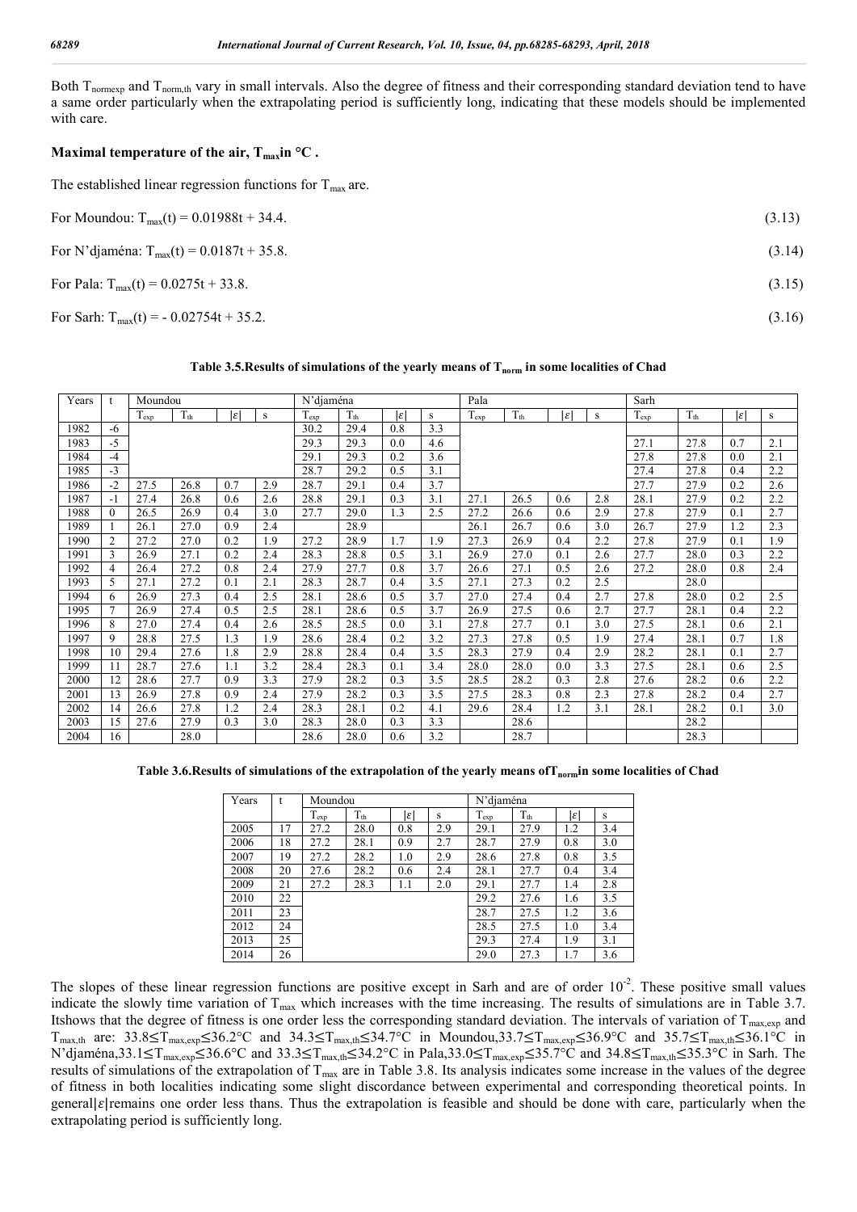Both $T_{normexp}$ and $T_{norm,th}$ vary in small intervals. Also the degree of fitness and their corresponding standard deviation tend to have a same order particularly when the extrapolating period is sufficiently long, indicating that these models should be implemented with care.

### Maximal temperature of the air, $T_{max}$ in °C .

The established linear regression functions for $T_{max}$ are.

For Moundou: $T_{max}(t) = 0.01988t + 34.4.$ (3.13)

For N'djaména: $T_{max}(t) = 0.0187t + 35.8.$ (3.14)

For Pala: $T_{max}(t) = 0.0275t + 33.8.$ (3.15)

For Sarh: $T_{max}(t) = - 0.02754t + 35.2.$ (3.16)

**Table 3.5.Results of simulations of the yearly means of $T_{norm}$ in some localities of Chad**

| Years | t | Moundou | | | | N'djaména | | | | Pala | | | | Sarh | | | |
|---|---|---|---|---|---|---|---|---|---|---|---|---|---|---|---|---|---|
| | | $T_{exp}$ | $T_{th}$ | $\|\varepsilon\|$ | s | $T_{exp}$ | $T_{th}$ | $\|\varepsilon\|$ | s | $T_{exp}$ | $T_{th}$ | $\|\varepsilon\|$ | s | $T_{exp}$ | $T_{th}$ | $\|\varepsilon\|$ | s |
| 1982 | -6 | | | | | 30.2 | 29.4 | 0.8 | 3.3 | | | | | | | | |
| 1983 | -5 | | | | | 29.3 | 29.3 | 0.0 | 4.6 | | | | | 27.1 | 27.8 | 0.7 | 2.1 |
| 1984 | -4 | | | | | 29.1 | 29.3 | 0.2 | 3.6 | | | | | 27.8 | 27.8 | 0.0 | 2.1 |
| 1985 | -3 | | | | | 28.7 | 29.2 | 0.5 | 3.1 | | | | | 27.4 | 27.8 | 0.4 | 2.2 |
| 1986 | -2 | 27.5 | 26.8 | 0.7 | 2.9 | 28.7 | 29.1 | 0.4 | 3.7 | | | | | 27.7 | 27.9 | 0.2 | 2.6 |
| 1987 | -1 | 27.4 | 26.8 | 0.6 | 2.6 | 28.8 | 29.1 | 0.3 | 3.1 | 27.1 | 26.5 | 0.6 | 2.8 | 28.1 | 27.9 | 0.2 | 2.2 |
| 1988 | 0 | 26.5 | 26.9 | 0.4 | 3.0 | 27.7 | 29.0 | 1.3 | 2.5 | 27.2 | 26.6 | 0.6 | 2.9 | 27.8 | 27.9 | 0.1 | 2.7 |
| 1989 | 1 | 26.1 | 27.0 | 0.9 | 2.4 | | 28.9 | | | 26.1 | 26.7 | 0.6 | 3.0 | 26.7 | 27.9 | 1.2 | 2.3 |
| 1990 | 2 | 27.2 | 27.0 | 0.2 | 1.9 | 27.2 | 28.9 | 1.7 | 1.9 | 27.3 | 26.9 | 0.4 | 2.2 | 27.8 | 27.9 | 0.1 | 1.9 |
| 1991 | 3 | 26.9 | 27.1 | 0.2 | 2.4 | 28.3 | 28.8 | 0.5 | 3.1 | 26.9 | 27.0 | 0.1 | 2.6 | 27.7 | 28.0 | 0.3 | 2.2 |
| 1992 | 4 | 26.4 | 27.2 | 0.8 | 2.4 | 27.9 | 27.7 | 0.8 | 3.7 | 26.6 | 27.1 | 0.5 | 2.6 | 27.2 | 28.0 | 0.8 | 2.4 |
| 1993 | 5 | 27.1 | 27.2 | 0.1 | 2.1 | 28.3 | 28.7 | 0.4 | 3.5 | 27.1 | 27.3 | 0.2 | 2.5 | | 28.0 | | |
| 1994 | 6 | 26.9 | 27.3 | 0.4 | 2.5 | 28.1 | 28.6 | 0.5 | 3.7 | 27.0 | 27.4 | 0.4 | 2.7 | 27.8 | 28.0 | 0.2 | 2.5 |
| 1995 | 7 | 26.9 | 27.4 | 0.5 | 2.5 | 28.1 | 28.6 | 0.5 | 3.7 | 26.9 | 27.5 | 0.6 | 2.7 | 27.7 | 28.1 | 0.4 | 2.2 |
| 1996 | 8 | 27.0 | 27.4 | 0.4 | 2.6 | 28.5 | 28.5 | 0.0 | 3.1 | 27.8 | 27.7 | 0.1 | 3.0 | 27.5 | 28.1 | 0.6 | 2.1 |
| 1997 | 9 | 28.8 | 27.5 | 1.3 | 1.9 | 28.6 | 28.4 | 0.2 | 3.2 | 27.3 | 27.8 | 0.5 | 1.9 | 27.4 | 28.1 | 0.7 | 1.8 |
| 1998 | 10 | 29.4 | 27.6 | 1.8 | 2.9 | 28.8 | 28.4 | 0.4 | 3.5 | 28.3 | 27.9 | 0.4 | 2.9 | 28.2 | 28.1 | 0.1 | 2.7 |
| 1999 | 11 | 28.7 | 27.6 | 1.1 | 3.2 | 28.4 | 28.3 | 0.1 | 3.4 | 28.0 | 28.0 | 0.0 | 3.3 | 27.5 | 28.1 | 0.6 | 2.5 |
| 2000 | 12 | 28.6 | 27.7 | 0.9 | 3.3 | 27.9 | 28.2 | 0.3 | 3.5 | 28.5 | 28.2 | 0.3 | 2.8 | 27.6 | 28.2 | 0.6 | 2.2 |
| 2001 | 13 | 26.9 | 27.8 | 0.9 | 2.4 | 27.9 | 28.2 | 0.3 | 3.5 | 27.5 | 28.3 | 0.8 | 2.3 | 27.8 | 28.2 | 0.4 | 2.7 |
| 2002 | 14 | 26.6 | 27.8 | 1.2 | 2.4 | 28.3 | 28.1 | 0.2 | 4.1 | 29.6 | 28.4 | 1.2 | 3.1 | 28.1 | 28.2 | 0.1 | 3.0 |
| 2003 | 15 | 27.6 | 27.9 | 0.3 | 3.0 | 28.3 | 28.0 | 0.3 | 3.3 | | 28.6 | | | | 28.2 | | |
| 2004 | 16 | | 28.0 | | | 28.6 | 28.0 | 0.6 | 3.2 | | 28.7 | | | | 28.3 | | |

**Table 3.6.Results of simulations of the extrapolation of the yearly means of $T_{norm}$ in some localities of Chad**

| Years | t | Moundou | | | | N'djaména | | | |
|---|---|---|---|---|---|---|---|---|---|
| | | $T_{exp}$ | $T_{th}$ | $\|\varepsilon\|$ | s | $T_{exp}$ | $T_{th}$ | $\|\varepsilon\|$ | s |
| 2005 | 17 | 27.2 | 28.0 | 0.8 | 2.9 | 29.1 | 27.9 | 1.2 | 3.4 |
| 2006 | 18 | 27.2 | 28.1 | 0.9 | 2.7 | 28.7 | 27.9 | 0.8 | 3.0 |
| 2007 | 19 | 27.2 | 28.2 | 1.0 | 2.9 | 28.6 | 27.8 | 0.8 | 3.5 |
| 2008 | 20 | 27.6 | 28.2 | 0.6 | 2.4 | 28.1 | 27.7 | 0.4 | 3.4 |
| 2009 | 21 | 27.2 | 28.3 | 1.1 | 2.0 | 29.1 | 27.7 | 1.4 | 2.8 |
| 2010 | 22 | | | | | 29.2 | 27.6 | 1.6 | 3.5 |
| 2011 | 23 | | | | | 28.7 | 27.5 | 1.2 | 3.6 |
| 2012 | 24 | | | | | 28.5 | 27.5 | 1.0 | 3.4 |
| 2013 | 25 | | | | | 29.3 | 27.4 | 1.9 | 3.1 |
| 2014 | 26 | | | | | 29.0 | 27.3 | 1.7 | 3.6 |

The slopes of these linear regression functions are positive except in Sarh and are of order $10^{-2}$. These positive small values indicate the slowly time variation of $T_{max}$ which increases with the time increasing. The results of simulations are in Table 3.7. Itshows that the degree of fitness is one order less the corresponding standard deviation. The intervals of variation of $T_{max,exp}$ and $T_{max,th}$ are: $33.8 \leq T_{max,exp} \leq 36.2$°C and $34.3 \leq T_{max,th} \leq 34.7$°C in Moundou,$33.7 \leq T_{max,exp} \leq 36.9$°C and $35.7 \leq T_{max,th} \leq 36.1$°C in N'djaména,$33.1 \leq T_{max,exp} \leq 36.6$°C and $33.3 \leq T_{max,th} \leq 34.2$°C in Pala,$33.0 \leq T_{max,exp} \leq 35.7$°C and $34.8 \leq T_{max,th} \leq 35.3$°C in Sarh. The results of simulations of the extrapolation of $T_{max}$ are in Table 3.8. Its analysis indicates some increase in the values of the degree of fitness in both localities indicating some slight discordance between experimental and corresponding theoretical points. In general$|\varepsilon|$remains one order less thans. Thus the extrapolation is feasible and should be done with care, particularly when the extrapolating period is sufficiently long.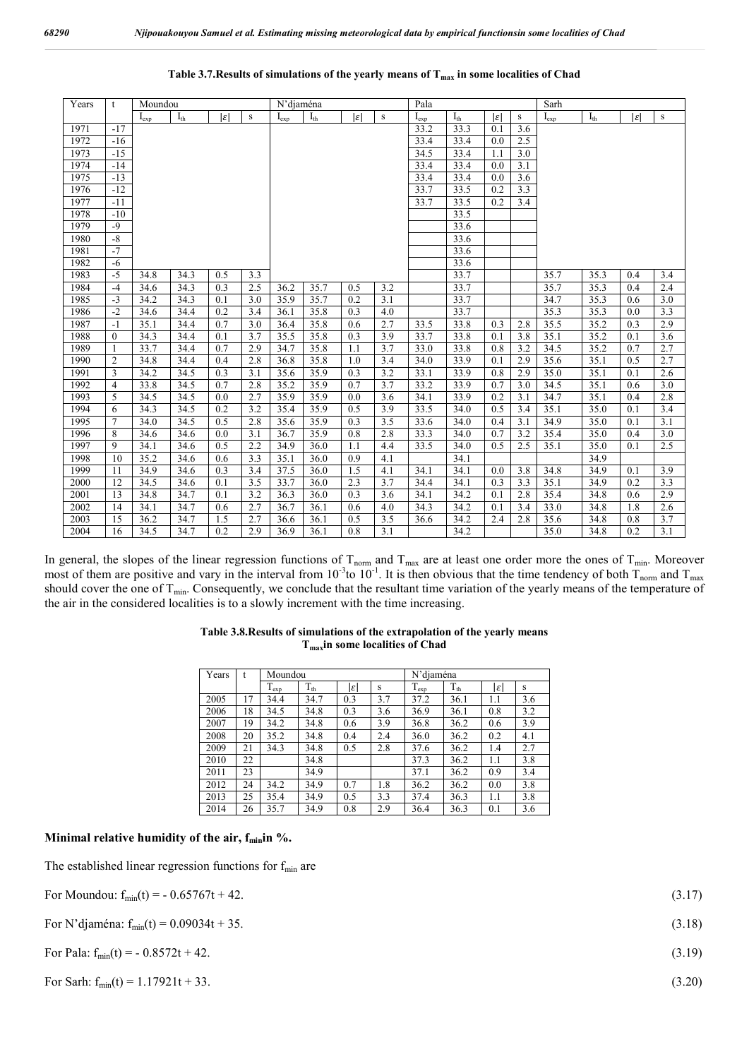**Table 3.7.Results of simulations of the yearly means of $T_{max}$ in some localities of Chad**

| Years | t | Moundou | | | | N'djaména | | | | Pala | | | | Sarh | | | |
|---|---|---|---|---|---|---|---|---|---|---|---|---|---|---|---|---|---|
| | | $I_{exp}$ | $I_{th}$ | $\lvert\varepsilon\rvert$ | s | $I_{exp}$ | $I_{th}$ | $\lvert\varepsilon\rvert$ | s | $I_{exp}$ | $I_{th}$ | $\lvert\varepsilon\rvert$ | s | $I_{exp}$ | $I_{th}$ | $\lvert\varepsilon\rvert$ | s |
| 1971 | -17 | | | | | | | | | 33.2 | 33.3 | 0.1 | 3.6 | | | | |
| 1972 | -16 | | | | | | | | | 33.4 | 33.4 | 0.0 | 2.5 | | | | |
| 1973 | -15 | | | | | | | | | 34.5 | 33.4 | 1.1 | 3.0 | | | | |
| 1974 | -14 | | | | | | | | | 33.4 | 33.4 | 0.0 | 3.1 | | | | |
| 1975 | -13 | | | | | | | | | 33.4 | 33.4 | 0.0 | 3.6 | | | | |
| 1976 | -12 | | | | | | | | | 33.7 | 33.5 | 0.2 | 3.3 | | | | |
| 1977 | -11 | | | | | | | | | 33.7 | 33.5 | 0.2 | 3.4 | | | | |
| 1978 | -10 | | | | | | | | | | 33.5 | | | | | | |
| 1979 | -9 | | | | | | | | | | 33.6 | | | | | | |
| 1980 | -8 | | | | | | | | | | 33.6 | | | | | | |
| 1981 | -7 | | | | | | | | | | 33.6 | | | | | | |
| 1982 | -6 | | | | | | | | | | 33.6 | | | | | | |
| 1983 | -5 | 34.8 | 34.3 | 0.5 | 3.3 | | | | | | 33.7 | | | 35.7 | 35.3 | 0.4 | 3.4 |
| 1984 | -4 | 34.6 | 34.3 | 0.3 | 2.5 | 36.2 | 35.7 | 0.5 | 3.2 | | 33.7 | | | 35.7 | 35.3 | 0.4 | 2.4 |
| 1985 | -3 | 34.2 | 34.3 | 0.1 | 3.0 | 35.9 | 35.7 | 0.2 | 3.1 | | 33.7 | | | 34.7 | 35.3 | 0.6 | 3.0 |
| 1986 | -2 | 34.6 | 34.4 | 0.2 | 3.4 | 36.1 | 35.8 | 0.3 | 4.0 | | 33.7 | | | 35.3 | 35.3 | 0.0 | 3.3 |
| 1987 | -1 | 35.1 | 34.4 | 0.7 | 3.0 | 36.4 | 35.8 | 0.6 | 2.7 | 33.5 | 33.8 | 0.3 | 2.8 | 35.5 | 35.2 | 0.3 | 2.9 |
| 1988 | 0 | 34.3 | 34.4 | 0.1 | 3.7 | 35.5 | 35.8 | 0.3 | 3.9 | 33.7 | 33.8 | 0.1 | 3.8 | 35.1 | 35.2 | 0.1 | 3.6 |
| 1989 | 1 | 33.7 | 34.4 | 0.7 | 2.9 | 34.7 | 35.8 | 1.1 | 3.7 | 33.0 | 33.8 | 0.8 | 3.2 | 34.5 | 35.2 | 0.7 | 2.7 |
| 1990 | 2 | 34.8 | 34.4 | 0.4 | 2.8 | 36.8 | 35.8 | 1.0 | 3.4 | 34.0 | 33.9 | 0.1 | 2.9 | 35.6 | 35.1 | 0.5 | 2.7 |
| 1991 | 3 | 34.2 | 34.5 | 0.3 | 3.1 | 35.6 | 35.9 | 0.3 | 3.2 | 33.1 | 33.9 | 0.8 | 2.9 | 35.0 | 35.1 | 0.1 | 2.6 |
| 1992 | 4 | 33.8 | 34.5 | 0.7 | 2.8 | 35.2 | 35.9 | 0.7 | 3.7 | 33.2 | 33.9 | 0.7 | 3.0 | 34.5 | 35.1 | 0.6 | 3.0 |
| 1993 | 5 | 34.5 | 34.5 | 0.0 | 2.7 | 35.9 | 35.9 | 0.0 | 3.6 | 34.1 | 33.9 | 0.2 | 3.1 | 34.7 | 35.1 | 0.4 | 2.8 |
| 1994 | 6 | 34.3 | 34.5 | 0.2 | 3.2 | 35.4 | 35.9 | 0.5 | 3.9 | 33.5 | 34.0 | 0.5 | 3.4 | 35.1 | 35.0 | 0.1 | 3.4 |
| 1995 | 7 | 34.0 | 34.5 | 0.5 | 2.8 | 35.6 | 35.9 | 0.3 | 3.5 | 33.6 | 34.0 | 0.4 | 3.1 | 34.9 | 35.0 | 0.1 | 3.1 |
| 1996 | 8 | 34.6 | 34.6 | 0.0 | 3.1 | 36.7 | 35.9 | 0.8 | 2.8 | 33.3 | 34.0 | 0.7 | 3.2 | 35.4 | 35.0 | 0.4 | 3.0 |
| 1997 | 9 | 34.1 | 34.6 | 0.5 | 2.2 | 34.9 | 36.0 | 1.1 | 4.4 | 33.5 | 34.0 | 0.5 | 2.5 | 35.1 | 35.0 | 0.1 | 2.5 |
| 1998 | 10 | 35.2 | 34.6 | 0.6 | 3.3 | 35.1 | 36.0 | 0.9 | 4.1 | | 34.1 | | | | 34.9 | | |
| 1999 | 11 | 34.9 | 34.6 | 0.3 | 3.4 | 37.5 | 36.0 | 1.5 | 4.1 | 34.1 | 34.1 | 0.0 | 3.8 | 34.8 | 34.9 | 0.1 | 3.9 |
| 2000 | 12 | 34.5 | 34.6 | 0.1 | 3.5 | 33.7 | 36.0 | 2.3 | 3.7 | 34.4 | 34.1 | 0.3 | 3.3 | 35.1 | 34.9 | 0.2 | 3.3 |
| 2001 | 13 | 34.8 | 34.7 | 0.1 | 3.2 | 36.3 | 36.0 | 0.3 | 3.6 | 34.1 | 34.2 | 0.1 | 2.8 | 35.4 | 34.8 | 0.6 | 2.9 |
| 2002 | 14 | 34.1 | 34.7 | 0.6 | 2.7 | 36.7 | 36.1 | 0.6 | 4.0 | 34.3 | 34.2 | 0.1 | 3.4 | 33.0 | 34.8 | 1.8 | 2.6 |
| 2003 | 15 | 36.2 | 34.7 | 1.5 | 2.7 | 36.6 | 36.1 | 0.5 | 3.5 | 36.6 | 34.2 | 2.4 | 2.8 | 35.6 | 34.8 | 0.8 | 3.7 |
| 2004 | 16 | 34.5 | 34.7 | 0.2 | 2.9 | 36.9 | 36.1 | 0.8 | 3.1 | | 34.2 | | | 35.0 | 34.8 | 0.2 | 3.1 |

In general, the slopes of the linear regression functions of $T_{norm}$ and $T_{max}$ are at least one order more the ones of $T_{min}$. Moreover most of them are positive and vary in the interval from $10^{-3}$to $10^{-1}$. It is then obvious that the time tendency of both $T_{norm}$ and $T_{max}$ should cover the one of $T_{min}$. Consequently, we conclude that the resultant time variation of the yearly means of the temperature of the air in the considered localities is to a slowly increment with the time increasing.

**Table 3.8.Results of simulations of the extrapolation of the yearly means $T_{max}$in some localities of Chad**

| Years | t | Moundou | | | | N'djaména | | | |
|---|---|---|---|---|---|---|---|---|---|
| | | $T_{exp}$ | $T_{th}$ | $\lvert\varepsilon\rvert$ | s | $T_{exp}$ | $T_{th}$ | $\lvert\varepsilon\rvert$ | s |
| 2005 | 17 | 34.4 | 34.7 | 0.3 | 3.7 | 37.2 | 36.1 | 1.1 | 3.6 |
| 2006 | 18 | 34.5 | 34.8 | 0.3 | 3.6 | 36.9 | 36.1 | 0.8 | 3.2 |
| 2007 | 19 | 34.2 | 34.8 | 0.6 | 3.9 | 36.8 | 36.2 | 0.6 | 3.9 |
| 2008 | 20 | 35.2 | 34.8 | 0.4 | 2.4 | 36.0 | 36.2 | 0.2 | 4.1 |
| 2009 | 21 | 34.3 | 34.8 | 0.5 | 2.8 | 37.6 | 36.2 | 1.4 | 2.7 |
| 2010 | 22 | | 34.8 | | | 37.3 | 36.2 | 1.1 | 3.8 |
| 2011 | 23 | | 34.9 | | | 37.1 | 36.2 | 0.9 | 3.4 |
| 2012 | 24 | 34.2 | 34.9 | 0.7 | 1.8 | 36.2 | 36.2 | 0.0 | 3.8 |
| 2013 | 25 | 35.4 | 34.9 | 0.5 | 3.3 | 37.4 | 36.3 | 1.1 | 3.8 |
| 2014 | 26 | 35.7 | 34.9 | 0.8 | 2.9 | 36.4 | 36.3 | 0.1 | 3.6 |

**Minimal relative humidity of the air, $f_{min}$in %.**

The established linear regression functions for $f_{min}$ are

For Moundou: $f_{min}(t) = - 0.65767t + 42.$ (3.17)

For N'djaména: $f_{min}(t) = 0.09034t + 35.$ (3.18)

For Pala: $f_{min}(t) = - 0.8572t + 42.$ (3.19)

For Sarh: $f_{min}(t) = 1.17921t + 33.$ (3.20)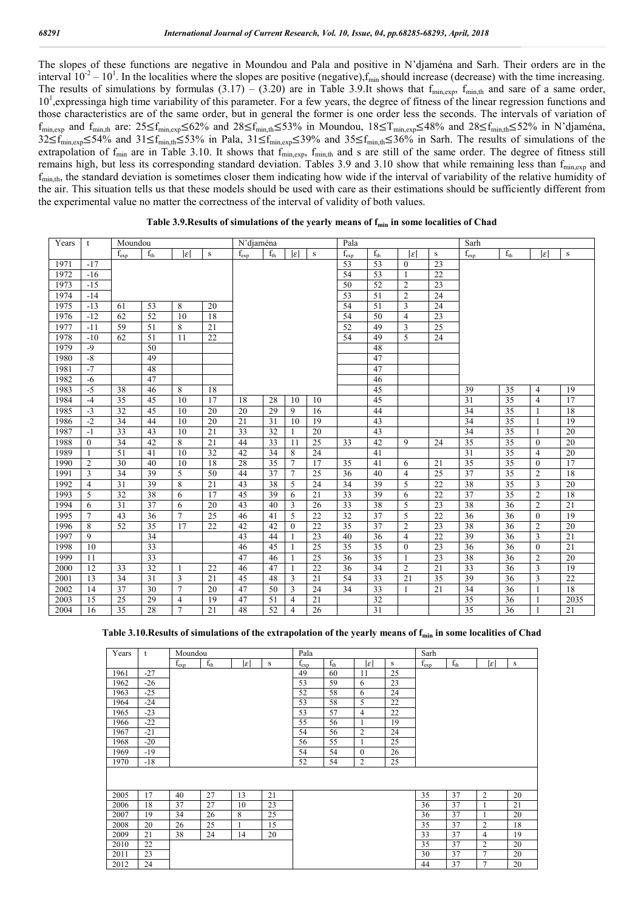The slopes of these functions are negative in Moundou and Pala and positive in N'djaména and Sarh. Their orders are in the interval $10^{-2} – 10^{1}$. In the localities where the slopes are positive (negative), $f_{min}$ should increase (decrease) with the time increasing. The results of simulations by formulas (3.17) – (3.20) are in Table 3.9.It shows that $f_{min,exp}$, $f_{min,th}$ and sare of a same order, $10^{1}$,expressinga high time variability of this parameter. For a few years, the degree of fitness of the linear regression functions and those characteristics are of the same order, but in general the former is one order less the seconds. The intervals of variation of $f_{min,exp}$ and $f_{min,th}$ are: $25 \leq f_{min,exp} \leq 62\%$ and $28 \leq f_{min,th} \leq 53\%$ in Moundou, $18 \leq T_{min,exp} \leq 48\%$ and $28 \leq f_{min,th} \leq 52\%$ in N'djaména, $32 \leq f_{min,exp} \leq 54\%$ and $31 \leq f_{min,th} \leq 53\%$ in Pala, $31 \leq f_{min,exp} \leq 39\%$ and $35 \leq f_{min,th} \leq 36\%$ in Sarh. The results of simulations of the extrapolation of $f_{min}$ are in Table 3.10. It shows that $f_{min,exp}$, $f_{min,th}$ and s are still of the same order. The degree of fitness still remains high, but less its corresponding standard deviation. Tables 3.9 and 3.10 show that while remaining less than $f_{min,exp}$ and $f_{min,th}$, the standard deviation is sometimes closer them indicating how wide if the interval of variability of the relative humidity of the air. This situation tells us that these models should be used with care as their estimations should be sufficiently different from the experimental value no matter the correctness of the interval of validity of both values.

**Table 3.9.Results of simulations of the yearly means of $f_{min}$ in some localities of Chad**

| Years | t | Moundou | | | | N'djaména | | | | Pala | | | | Sarh | | | |
|---|---|---|---|---|---|---|---|---|---|---|---|---|---|---|---|---|---|
| | | $f_{exp}$ | $f_{th}$ | $\|\varepsilon\|$ | s | $f_{exp}$ | $f_{th}$ | $\|\varepsilon\|$ | s | $f_{exp}$ | $f_{th}$ | $\|\varepsilon\|$ | s | $f_{exp}$ | $f_{th}$ | $\|\varepsilon\|$ | s |
| 1971 | -17 | | | | | | | | | 53 | 53 | 0 | 23 | | | | |
| 1972 | -16 | | | | | | | | | 54 | 53 | 1 | 22 | | | | |
| 1973 | -15 | | | | | | | | | 50 | 52 | 2 | 23 | | | | |
| 1974 | -14 | | | | | | | | | 53 | 51 | 2 | 24 | | | | |
| 1975 | -13 | 61 | 53 | 8 | 20 | | | | | 54 | 51 | 3 | 24 | | | | |
| 1976 | -12 | 62 | 52 | 10 | 18 | | | | | 54 | 50 | 4 | 23 | | | | |
| 1977 | -11 | 59 | 51 | 8 | 21 | | | | | 52 | 49 | 3 | 25 | | | | |
| 1978 | -10 | 62 | 51 | 11 | 22 | | | | | 54 | 49 | 5 | 24 | | | | |
| 1979 | -9 | | 50 | | | | | | | | 48 | | | | | | |
| 1980 | -8 | | 49 | | | | | | | | 47 | | | | | | |
| 1981 | -7 | | 48 | | | | | | | | 47 | | | | | | |
| 1982 | -6 | | 47 | | | | | | | | 46 | | | | | | |
| 1983 | -5 | 38 | 46 | 8 | 18 | | | | | | 45 | | | 39 | 35 | 4 | 19 |
| 1984 | -4 | 35 | 45 | 10 | 17 | 18 | 28 | 10 | 10 | | 45 | | | 31 | 35 | 4 | 17 |
| 1985 | -3 | 32 | 45 | 10 | 20 | 20 | 29 | 9 | 16 | | 44 | | | 34 | 35 | 1 | 18 |
| 1986 | -2 | 34 | 44 | 10 | 20 | 21 | 31 | 10 | 19 | | 43 | | | 34 | 35 | 1 | 19 |
| 1987 | -1 | 33 | 43 | 10 | 21 | 33 | 32 | 1 | 20 | | 43 | | | 34 | 35 | 1 | 20 |
| 1988 | 0 | 34 | 42 | 8 | 21 | 44 | 33 | 11 | 25 | 33 | 42 | 9 | 24 | 35 | 35 | 0 | 20 |
| 1989 | 1 | 51 | 41 | 10 | 32 | 42 | 34 | 8 | 24 | | 41 | | | 31 | 35 | 4 | 20 |
| 1990 | 2 | 30 | 40 | 10 | 18 | 28 | 35 | 7 | 17 | 35 | 41 | 6 | 21 | 35 | 35 | 0 | 17 |
| 1991 | 3 | 34 | 39 | 5 | 50 | 44 | 37 | 7 | 25 | 36 | 40 | 4 | 25 | 37 | 35 | 2 | 18 |
| 1992 | 4 | 31 | 39 | 8 | 21 | 43 | 38 | 5 | 24 | 34 | 39 | 5 | 22 | 38 | 35 | 3 | 20 |
| 1993 | 5 | 32 | 38 | 6 | 17 | 45 | 39 | 6 | 21 | 33 | 39 | 6 | 22 | 37 | 35 | 2 | 18 |
| 1994 | 6 | 31 | 37 | 6 | 20 | 43 | 40 | 3 | 26 | 33 | 38 | 5 | 23 | 38 | 36 | 2 | 21 |
| 1995 | 7 | 43 | 36 | 7 | 25 | 46 | 41 | 5 | 22 | 32 | 37 | 5 | 22 | 36 | 36 | 0 | 19 |
| 1996 | 8 | 52 | 35 | 17 | 22 | 42 | 42 | 0 | 22 | 35 | 37 | 2 | 23 | 38 | 36 | 2 | 20 |
| 1997 | 9 | | 34 | | | 43 | 44 | 1 | 23 | 40 | 36 | 4 | 22 | 39 | 36 | 3 | 21 |
| 1998 | 10 | | 33 | | | 46 | 45 | 1 | 25 | 35 | 35 | 0 | 23 | 36 | 36 | 0 | 21 |
| 1999 | 11 | | 33 | | | 47 | 46 | 1 | 25 | 36 | 35 | 1 | 23 | 38 | 36 | 2 | 20 |
| 2000 | 12 | 33 | 32 | 1 | 22 | 46 | 47 | 1 | 22 | 36 | 34 | 2 | 21 | 33 | 36 | 3 | 19 |
| 2001 | 13 | 34 | 31 | 3 | 21 | 45 | 48 | 3 | 21 | 54 | 33 | 21 | 35 | 39 | 36 | 3 | 22 |
| 2002 | 14 | 37 | 30 | 7 | 20 | 47 | 50 | 3 | 24 | 34 | 33 | 1 | 21 | 34 | 36 | 1 | 18 |
| 2003 | 15 | 25 | 29 | 4 | 19 | 47 | 51 | 4 | 21 | | 32 | | | 35 | 36 | 1 | 2035 |
| 2004 | 16 | 35 | 28 | 7 | 21 | 48 | 52 | 4 | 26 | | 31 | | | 35 | 36 | 1 | 21 |

**Table 3.10.Results of simulations of the extrapolation of the yearly means of $f_{min}$ in some localities of Chad**

| Years | t | Moundou | | | | Pala | | | | Sarh | | | |
|---|---|---|---|---|---|---|---|---|---|---|---|---|---|
| | | $f_{exp}$ | $f_{th}$ | $\|\varepsilon\|$ | s | $f_{exp}$ | $f_{th}$ | $\|\varepsilon\|$ | s | $f_{exp}$ | $f_{th}$ | $\|\varepsilon\|$ | s |
| 1961 | -27 | | | | | 49 | 60 | 11 | 25 | | | | |
| 1962 | -26 | | | | | 53 | 59 | 6 | 23 | | | | |
| 1963 | -25 | | | | | 52 | 58 | 6 | 24 | | | | |
| 1964 | -24 | | | | | 53 | 58 | 5 | 22 | | | | |
| 1965 | -23 | | | | | 53 | 57 | 4 | 22 | | | | |
| 1966 | -22 | | | | | 55 | 56 | 1 | 19 | | | | |
| 1967 | -21 | | | | | 54 | 56 | 2 | 24 | | | | |
| 1968 | -20 | | | | | 56 | 55 | 1 | 25 | | | | |
| 1969 | -19 | | | | | 54 | 54 | 0 | 26 | | | | |
| 1970 | -18 | | | | | 52 | 54 | 2 | 25 | | | | |
| 2005 | 17 | 40 | 27 | 13 | 21 | | | | | 35 | 37 | 2 | 20 |
| 2006 | 18 | 37 | 27 | 10 | 23 | | | | | 36 | 37 | 1 | 21 |
| 2007 | 19 | 34 | 26 | 8 | 25 | | | | | 36 | 37 | 1 | 20 |
| 2008 | 20 | 26 | 25 | 1 | 15 | | | | | 35 | 37 | 2 | 18 |
| 2009 | 21 | 38 | 24 | 14 | 20 | | | | | 33 | 37 | 4 | 19 |
| 2010 | 22 | | | | | | | | | 35 | 37 | 2 | 20 |
| 2011 | 23 | | | | | | | | | 30 | 37 | 7 | 20 |
| 2012 | 24 | | | | | | | | | 44 | 37 | 7 | 20 |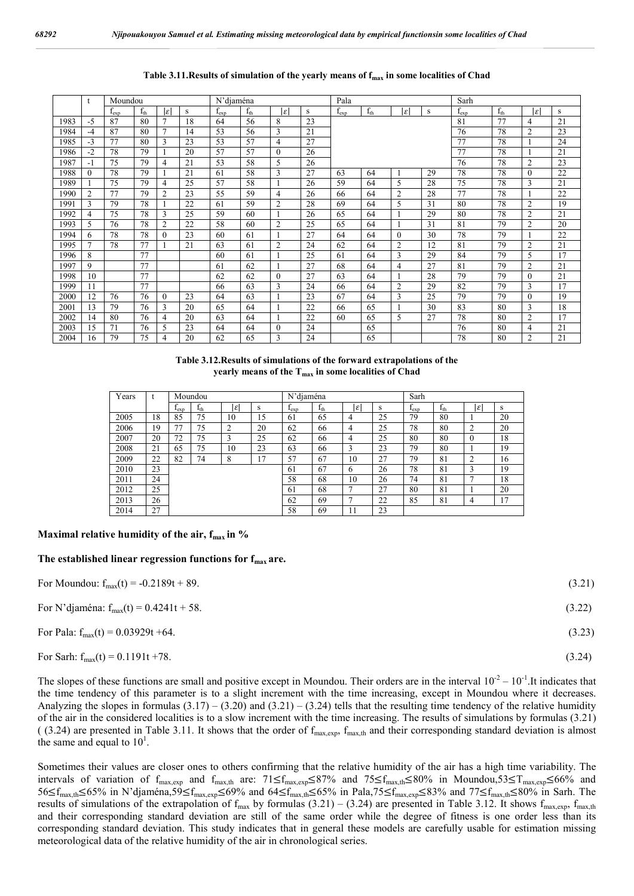**Table 3.11.Results of simulation of the yearly means of $f_{max}$ in some localities of Chad**

| | t | Moundou | | | | N'djaména | | | | Pala | | | | Sarh | | | |
|---|---|---|---|---|---|---|---|---|---|---|---|---|---|---|---|---|---|
| | | $f_{exp}$ | $f_{th}$ | $\|\varepsilon\|$ | s | $f_{exp}$ | $f_{th}$ | $\|\varepsilon\|$ | s | $f_{exp}$ | $f_{th}$ | $\|\varepsilon\|$ | s | $f_{exp}$ | $f_{th}$ | $\|\varepsilon\|$ | s |
| 1983 | -5 | 87 | 80 | 7 | 18 | 64 | 56 | 8 | 23 | | | | | 81 | 77 | 4 | 21 |
| 1984 | -4 | 87 | 80 | 7 | 14 | 53 | 56 | 3 | 21 | | | | | 76 | 78 | 2 | 23 |
| 1985 | -3 | 77 | 80 | 3 | 23 | 53 | 57 | 4 | 27 | | | | | 77 | 78 | 1 | 24 |
| 1986 | -2 | 78 | 79 | 1 | 20 | 57 | 57 | 0 | 26 | | | | | 77 | 78 | 1 | 21 |
| 1987 | -1 | 75 | 79 | 4 | 21 | 53 | 58 | 5 | 26 | | | | | 76 | 78 | 2 | 23 |
| 1988 | 0 | 78 | 79 | 1 | 21 | 61 | 58 | 3 | 27 | 63 | 64 | 1 | 29 | 78 | 78 | 0 | 22 |
| 1989 | 1 | 75 | 79 | 4 | 25 | 57 | 58 | 1 | 26 | 59 | 64 | 5 | 28 | 75 | 78 | 3 | 21 |
| 1990 | 2 | 77 | 79 | 2 | 23 | 55 | 59 | 4 | 26 | 66 | 64 | 2 | 28 | 77 | 78 | 1 | 22 |
| 1991 | 3 | 79 | 78 | 1 | 22 | 61 | 59 | 2 | 28 | 69 | 64 | 5 | 31 | 80 | 78 | 2 | 19 |
| 1992 | 4 | 75 | 78 | 3 | 25 | 59 | 60 | 1 | 26 | 65 | 64 | 1 | 29 | 80 | 78 | 2 | 21 |
| 1993 | 5 | 76 | 78 | 2 | 22 | 58 | 60 | 2 | 25 | 65 | 64 | 1 | 31 | 81 | 79 | 2 | 20 |
| 1994 | 6 | 78 | 78 | 0 | 23 | 60 | 61 | 1 | 27 | 64 | 64 | 0 | 30 | 78 | 79 | 1 | 22 |
| 1995 | 7 | 78 | 77 | 1 | 21 | 63 | 61 | 2 | 24 | 62 | 64 | 2 | 12 | 81 | 79 | 2 | 21 |
| 1996 | 8 | | 77 | | | 60 | 61 | 1 | 25 | 61 | 64 | 3 | 29 | 84 | 79 | 5 | 17 |
| 1997 | 9 | | 77 | | | 61 | 62 | 1 | 27 | 68 | 64 | 4 | 27 | 81 | 79 | 2 | 21 |
| 1998 | 10 | | 77 | | | 62 | 62 | 0 | 27 | 63 | 64 | 1 | 28 | 79 | 79 | 0 | 21 |
| 1999 | 11 | | 77 | | | 66 | 63 | 3 | 24 | 66 | 64 | 2 | 29 | 82 | 79 | 3 | 17 |
| 2000 | 12 | 76 | 76 | 0 | 23 | 64 | 63 | 1 | 23 | 67 | 64 | 3 | 25 | 79 | 79 | 0 | 19 |
| 2001 | 13 | 79 | 76 | 3 | 20 | 65 | 64 | 1 | 22 | 66 | 65 | 1 | 30 | 83 | 80 | 3 | 18 |
| 2002 | 14 | 80 | 76 | 4 | 20 | 63 | 64 | 1 | 22 | 60 | 65 | 5 | 27 | 78 | 80 | 2 | 17 |
| 2003 | 15 | 71 | 76 | 5 | 23 | 64 | 64 | 0 | 24 | | 65 | | | 76 | 80 | 4 | 21 |
| 2004 | 16 | 79 | 75 | 4 | 20 | 62 | 65 | 3 | 24 | | 65 | | | 78 | 80 | 2 | 21 |

**Table 3.12.Results of simulations of the forward extrapolations of the yearly means of the $T_{max}$ in some localities of Chad**

| Years | t | Moundou | | | | N'djaména | | | | Sarh | | | |
|---|---|---|---|---|---|---|---|---|---|---|---|---|---|
| | | $f_{exp}$ | $f_{th}$ | $\|\varepsilon\|$ | s | $f_{exp}$ | $f_{th}$ | $\|\varepsilon\|$ | s | $f_{exp}$ | $f_{th}$ | $\|\varepsilon\|$ | s |
| 2005 | 18 | 85 | 75 | 10 | 15 | 61 | 65 | 4 | 25 | 79 | 80 | 1 | 20 |
| 2006 | 19 | 77 | 75 | 2 | 20 | 62 | 66 | 4 | 25 | 78 | 80 | 2 | 20 |
| 2007 | 20 | 72 | 75 | 3 | 25 | 62 | 66 | 4 | 25 | 80 | 80 | 0 | 18 |
| 2008 | 21 | 65 | 75 | 10 | 23 | 63 | 66 | 3 | 23 | 79 | 80 | 1 | 19 |
| 2009 | 22 | 82 | 74 | 8 | 17 | 57 | 67 | 10 | 27 | 79 | 81 | 2 | 16 |
| 2010 | 23 | | | | | 61 | 67 | 6 | 26 | 78 | 81 | 3 | 19 |
| 2011 | 24 | | | | | 58 | 68 | 10 | 26 | 74 | 81 | 7 | 18 |
| 2012 | 25 | | | | | 61 | 68 | 7 | 27 | 80 | 81 | 1 | 20 |
| 2013 | 26 | | | | | 62 | 69 | 7 | 22 | 85 | 81 | 4 | 17 |
| 2014 | 27 | | | | | 58 | 69 | 11 | 23 | | | | |

**Maximal relative humidity of the air, $f_{max}$ in %**

**The established linear regression functions for $f_{max}$ are.**

For Moundou: $f_{max}(t) = -0.2189t + 89.$ (3.21)

For N'djaména: $f_{max}(t) = 0.4241t + 58.$ (3.22)

For Pala: $f_{max}(t) = 0.03929t +64.$ (3.23)

For Sarh: $f_{max}(t) = 0.1191t +78.$ (3.24)

The slopes of these functions are small and positive except in Moundou. Their orders are in the interval $10^{-2} – 10^{-1}$.It indicates that the time tendency of this parameter is to a slight increment with the time increasing, except in Moundou where it decreases. Analyzing the slopes in formulas (3.17) – (3.20) and (3.21) – (3.24) tells that the resulting time tendency of the relative humidity of the air in the considered localities is to a slow increment with the time increasing. The results of simulations by formulas (3.21) ( (3.24) are presented in Table 3.11. It shows that the order of $f_{max,exp}$, $f_{max,th}$ and their corresponding standard deviation is almost the same and equal to $10^1$.

Sometimes their values are closer ones to others confirming that the relative humidity of the air has a high time variability. The intervals of variation of $f_{max,exp}$ and $f_{max,th}$ are: $71\leq f_{max,exp}\leq 87\%$ and $75\leq f_{max,th}\leq 80\%$ in Moundou,$53\leq T_{max,exp}\leq 66\%$ and $56\leq f_{max,th}\leq 65\%$ in N'djaména,$59\leq f_{max,exp}\leq 69\%$ and $64\leq f_{max,th}\leq 65\%$ in Pala,$75\leq f_{max,exp}\leq 83\%$ and $77\leq f_{max,th}\leq 80\%$ in Sarh. The results of simulations of the extrapolation of $f_{max}$ by formulas (3.21) – (3.24) are presented in Table 3.12. It shows $f_{max,exp}$, $f_{max,th}$ and their corresponding standard deviation are still of the same order while the degree of fitness is one order less than its corresponding standard deviation. This study indicates that in general these models are carefully usable for estimation missing meteorological data of the relative humidity of the air in chronological series.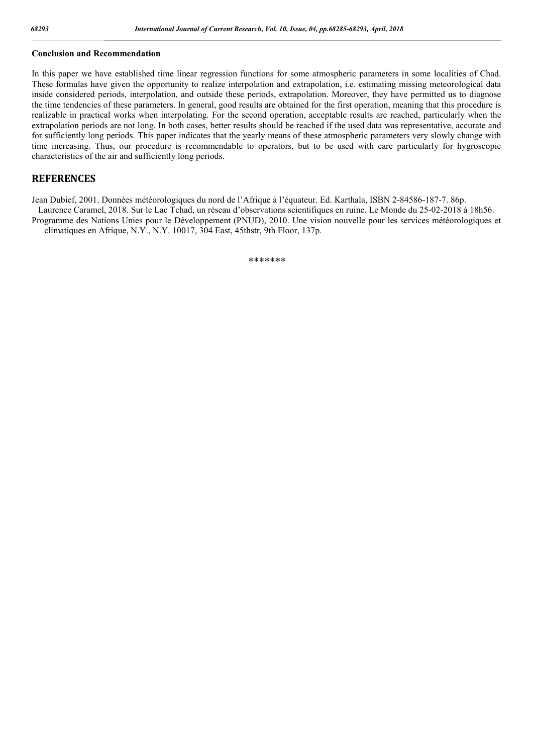**Conclusion and Recommendation**

In this paper we have established time linear regression functions for some atmospheric parameters in some localities of Chad. These formulas have given the opportunity to realize interpolation and extrapolation, i.e. estimating missing meteorological data inside considered periods, interpolation, and outside these periods, extrapolation. Moreover, they have permitted us to diagnose the time tendencies of these parameters. In general, good results are obtained for the first operation, meaning that this procedure is realizable in practical works when interpolating. For the second operation, acceptable results are reached, particularly when the extrapolation periods are not long. In both cases, better results should be reached if the used data was representative, accurate and for sufficiently long periods. This paper indicates that the yearly means of these atmospheric parameters very slowly change with time increasing. Thus, our procedure is recommendable to operators, but to be used with care particularly for hygroscopic characteristics of the air and sufficiently long periods.

## REFERENCES

Jean Dubief, 2001. Données météorologiques du nord de l'Afrique à l'équateur. Ed. Karthala, ISBN 2-84586-187-7. 86p.

Laurence Caramel, 2018. Sur le Lac Tchad, un réseau d'observations scientifiques en ruine. Le Monde du 25-02-2018 à 18h56.

Programme des Nations Unies pour le Développement (PNUD), 2010. Une vision nouvelle pour les services météorologiques et climatiques en Afrique, N.Y., N.Y. 10017, 304 East, 45thstr, 9th Floor, 137p.

*******